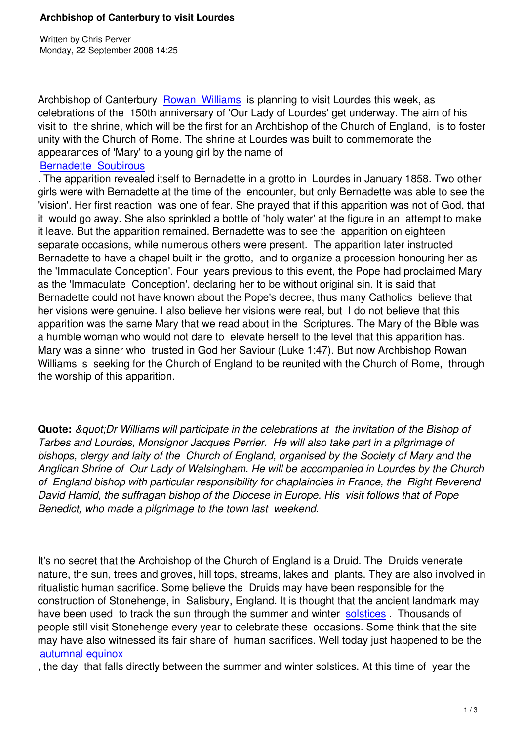# Archbishop of Canterbury to visit Lourdes

Written by Chris Perver
Monday, 22 September 2008 14:25

Archbishop of Canterbury Rowan Williams is planning to visit Lourdes this week, as celebrations of the 150th anniversary of 'Our Lady of Lourdes' get underway. The aim of his visit to the shrine, which will be the first for an Archbishop of the Church of England, is to foster unity with the Church of Rome. The shrine at Lourdes was built to commemorate the appearances of 'Mary' to a young girl by the name of Bernadette Soubirous. The apparition revealed itself to Bernadette in a grotto in Lourdes in January 1858. Two other girls were with Bernadette at the time of the encounter, but only Bernadette was able to see the 'vision'. Her first reaction was one of fear. She prayed that if this apparition was not of God, that it would go away. She also sprinkled a bottle of 'holy water' at the figure in an attempt to make it leave. But the apparition remained. Bernadette was to see the apparition on eighteen separate occasions, while numerous others were present. The apparition later instructed Bernadette to have a chapel built in the grotto, and to organize a procession honouring her as the 'Immaculate Conception'. Four years previous to this event, the Pope had proclaimed Mary as the 'Immaculate Conception', declaring her to be without original sin. It is said that Bernadette could not have known about the Pope's decree, thus many Catholics believe that her visions were genuine. I also believe her visions were real, but I do not believe that this apparition was the same Mary that we read about in the Scriptures. The Mary of the Bible was a humble woman who would not dare to elevate herself to the level that this apparition has. Mary was a sinner who trusted in God her Saviour (Luke 1:47). But now Archbishop Rowan Williams is seeking for the Church of England to be reunited with the Church of Rome, through the worship of this apparition.

**Quote:** *&quot;Dr Williams will participate in the celebrations at the invitation of the Bishop of Tarbes and Lourdes, Monsignor Jacques Perrier. He will also take part in a pilgrimage of bishops, clergy and laity of the Church of England, organised by the Society of Mary and the Anglican Shrine of Our Lady of Walsingham. He will be accompanied in Lourdes by the Church of England bishop with particular responsibility for chaplaincies in France, the Right Reverend David Hamid, the suffragan bishop of the Diocese in Europe. His visit follows that of Pope Benedict, who made a pilgrimage to the town last weekend.*

It's no secret that the Archbishop of the Church of England is a Druid. The Druids venerate nature, the sun, trees and groves, hill tops, streams, lakes and plants. They are also involved in ritualistic human sacrifice. Some believe the Druids may have been responsible for the construction of Stonehenge, in Salisbury, England. It is thought that the ancient landmark may have been used to track the sun through the summer and winter solstices. Thousands of people still visit Stonehenge every year to celebrate these occasions. Some think that the site may have also witnessed its fair share of human sacrifices. Well today just happened to be the autumnal equinox, the day that falls directly between the summer and winter solstices. At this time of year the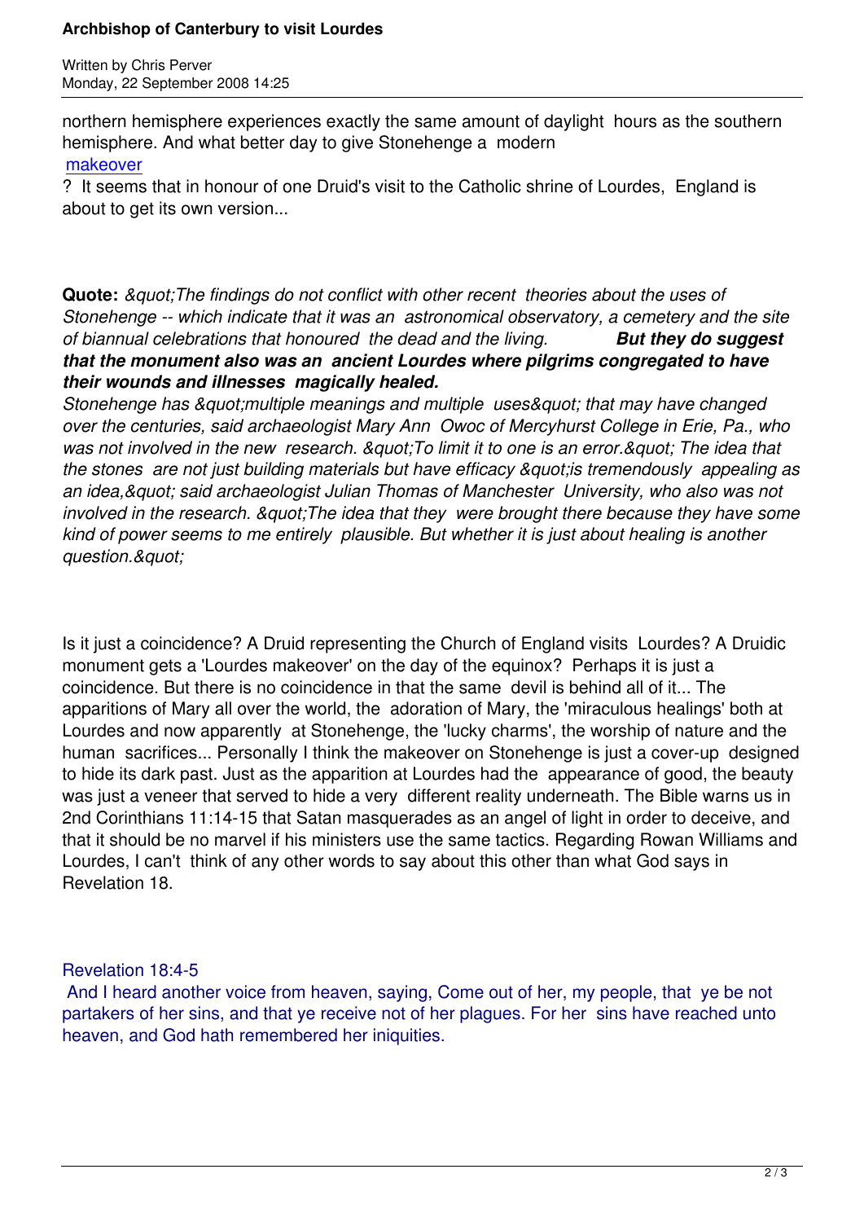northern hemisphere experiences exactly the same amount of daylight hours as the southern hemisphere. And what better day to give Stonehenge a modern makeover? It seems that in honour of one Druid's visit to the Catholic shrine of Lourdes, England is about to get its own version...

**Quote:** *&quot;The findings do not conflict with other recent theories about the uses of Stonehenge -- which indicate that it was an astronomical observatory, a cemetery and the site of biannual celebrations that honoured the dead and the living.* ***But they do suggest that the monument also was an ancient Lourdes where pilgrims congregated to have their wounds and illnesses magically healed.***
*Stonehenge has &quot;multiple meanings and multiple uses&quot; that may have changed over the centuries, said archaeologist Mary Ann Owoc of Mercyhurst College in Erie, Pa., who was not involved in the new research. &quot;To limit it to one is an error.&quot; The idea that the stones are not just building materials but have efficacy &quot;is tremendously appealing as an idea,&quot; said archaeologist Julian Thomas of Manchester University, who also was not involved in the research. &quot;The idea that they were brought there because they have some kind of power seems to me entirely plausible. But whether it is just about healing is another question.&quot;*

Is it just a coincidence? A Druid representing the Church of England visits Lourdes? A Druidic monument gets a 'Lourdes makeover' on the day of the equinox? Perhaps it is just a coincidence. But there is no coincidence in that the same devil is behind all of it... The apparitions of Mary all over the world, the adoration of Mary, the 'miraculous healings' both at Lourdes and now apparently at Stonehenge, the 'lucky charms', the worship of nature and the human sacrifices... Personally I think the makeover on Stonehenge is just a cover-up designed to hide its dark past. Just as the apparition at Lourdes had the appearance of good, the beauty was just a veneer that served to hide a very different reality underneath. The Bible warns us in 2nd Corinthians 11:14-15 that Satan masquerades as an angel of light in order to deceive, and that it should be no marvel if his ministers use the same tactics. Regarding Rowan Williams and Lourdes, I can't think of any other words to say about this other than what God says in Revelation 18.

Revelation 18:4-5
And I heard another voice from heaven, saying, Come out of her, my people, that ye be not partakers of her sins, and that ye receive not of her plagues. For her sins have reached unto heaven, and God hath remembered her iniquities.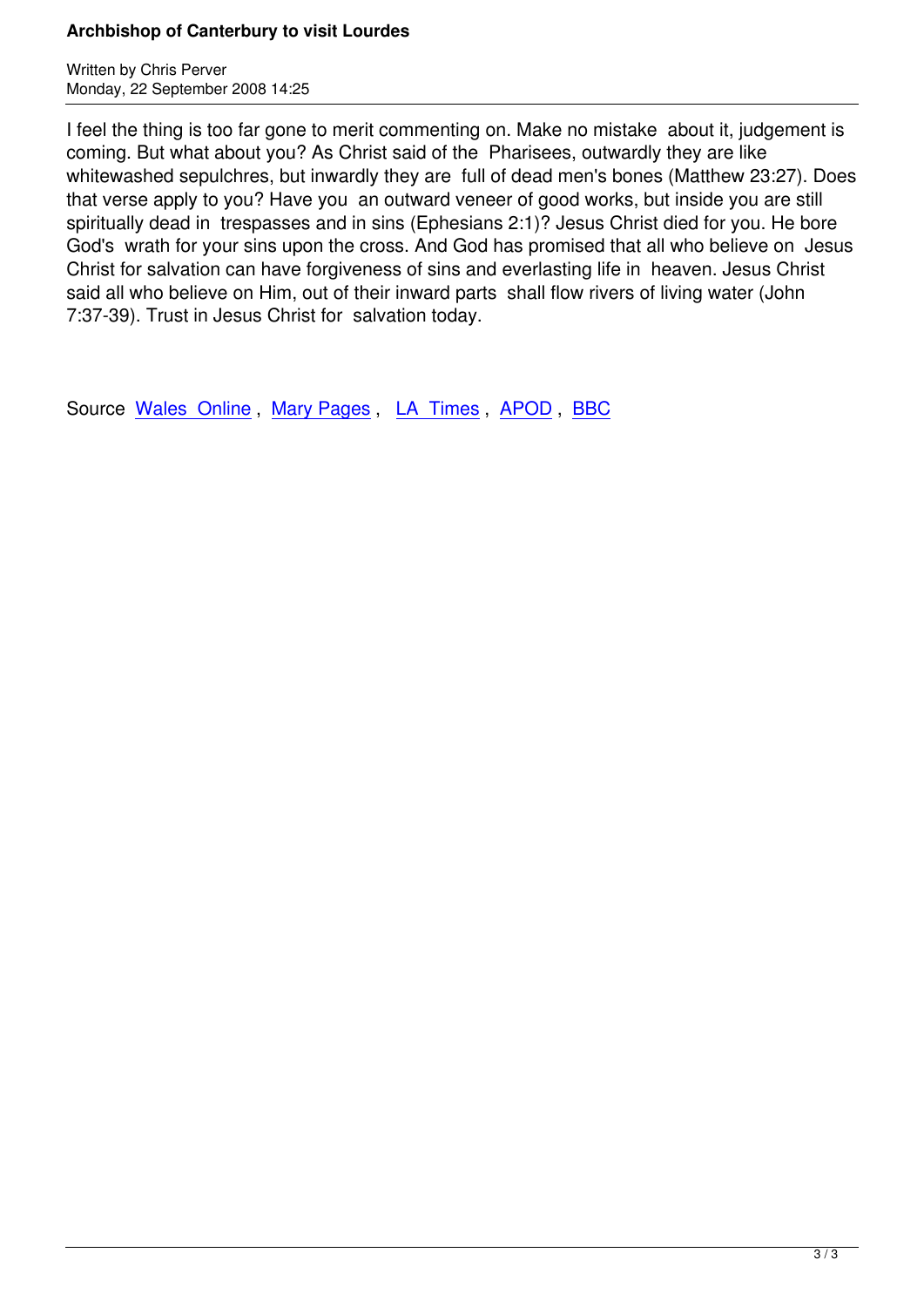I feel the thing is too far gone to merit commenting on. Make no mistake about it, judgement is coming. But what about you? As Christ said of the Pharisees, outwardly they are like whitewashed sepulchres, but inwardly they are full of dead men's bones (Matthew 23:27). Does that verse apply to you? Have you an outward veneer of good works, but inside you are still spiritually dead in trespasses and in sins (Ephesians 2:1)? Jesus Christ died for you. He bore God's wrath for your sins upon the cross. And God has promised that all who believe on Jesus Christ for salvation can have forgiveness of sins and everlasting life in heaven. Jesus Christ said all who believe on Him, out of their inward parts shall flow rivers of living water (John 7:37-39). Trust in Jesus Christ for salvation today.

Source Wales Online , Mary Pages , LA Times , APOD , BBC